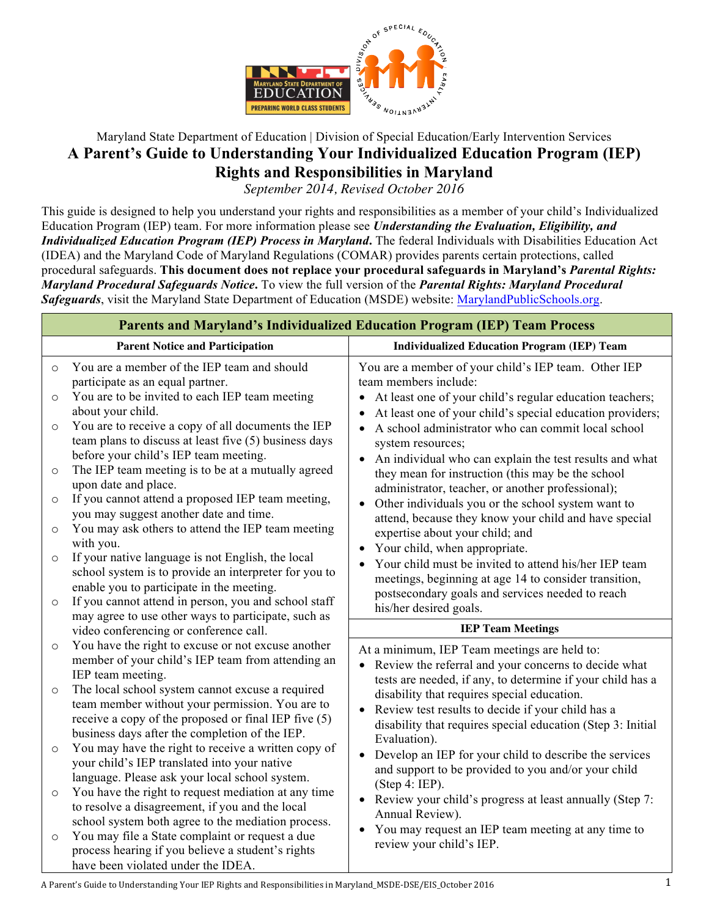Maryland State Department of Education | Division of Special Education/Early Intervention Services

# A Parent's Guide to Understanding Your Individualized Education Program (IEP) Rights and Responsibilities in Maryland

*September 2014, Revised October 2016*

This guide is designed to help you understand your rights and responsibilities as a member of your child's Individualized Education Program (IEP) team. For more information please see ***Understanding the Evaluation, Eligibility, and Individualized Education Program (IEP) Process in Maryland***. The federal Individuals with Disabilities Education Act (IDEA) and the Maryland Code of Maryland Regulations (COMAR) provides parents certain protections, called procedural safeguards. **This document does not replace your procedural safeguards in Maryland's *Parental Rights: Maryland Procedural Safeguards Notice*.** To view the full version of the ***Parental Rights: Maryland Procedural Safeguards***, visit the Maryland State Department of Education (MSDE) website: MarylandPublicSchools.org.

## Parents and Maryland's Individualized Education Program (IEP) Team Process

### Parent Notice and Participation

- You are a member of the IEP team and should participate as an equal partner.
- You are to be invited to each IEP team meeting about your child.
- You are to receive a copy of all documents the IEP team plans to discuss at least five (5) business days before your child's IEP team meeting.
- The IEP team meeting is to be at a mutually agreed upon date and place.
- If you cannot attend a proposed IEP team meeting, you may suggest another date and time.
- You may ask others to attend the IEP team meeting with you.
- If your native language is not English, the local school system is to provide an interpreter for you to enable you to participate in the meeting.
- If you cannot attend in person, you and school staff may agree to use other ways to participate, such as video conferencing or conference call.
- You have the right to excuse or not excuse another member of your child's IEP team from attending an IEP team meeting.
- The local school system cannot excuse a required team member without your permission. You are to receive a copy of the proposed or final IEP five (5) business days after the completion of the IEP.
- You may have the right to receive a written copy of your child's IEP translated into your native language. Please ask your local school system.
- You have the right to request mediation at any time to resolve a disagreement, if you and the local school system both agree to the mediation process.
- You may file a State complaint or request a due process hearing if you believe a student's rights have been violated under the IDEA.

### Individualized Education Program (IEP) Team

You are a member of your child's IEP team. Other IEP team members include:

- At least one of your child's regular education teachers;
- At least one of your child's special education providers;
- A school administrator who can commit local school system resources;
- An individual who can explain the test results and what they mean for instruction (this may be the school administrator, teacher, or another professional);
- Other individuals you or the school system want to attend, because they know your child and have special expertise about your child; and
- Your child, when appropriate.
- Your child must be invited to attend his/her IEP team meetings, beginning at age 14 to consider transition, postsecondary goals and services needed to reach his/her desired goals.

### IEP Team Meetings

At a minimum, IEP Team meetings are held to:

- Review the referral and your concerns to decide what tests are needed, if any, to determine if your child has a disability that requires special education.
- Review test results to decide if your child has a disability that requires special education (Step 3: Initial Evaluation).
- Develop an IEP for your child to describe the services and support to be provided to you and/or your child (Step 4: IEP).
- Review your child's progress at least annually (Step 7: Annual Review).
- You may request an IEP team meeting at any time to review your child's IEP.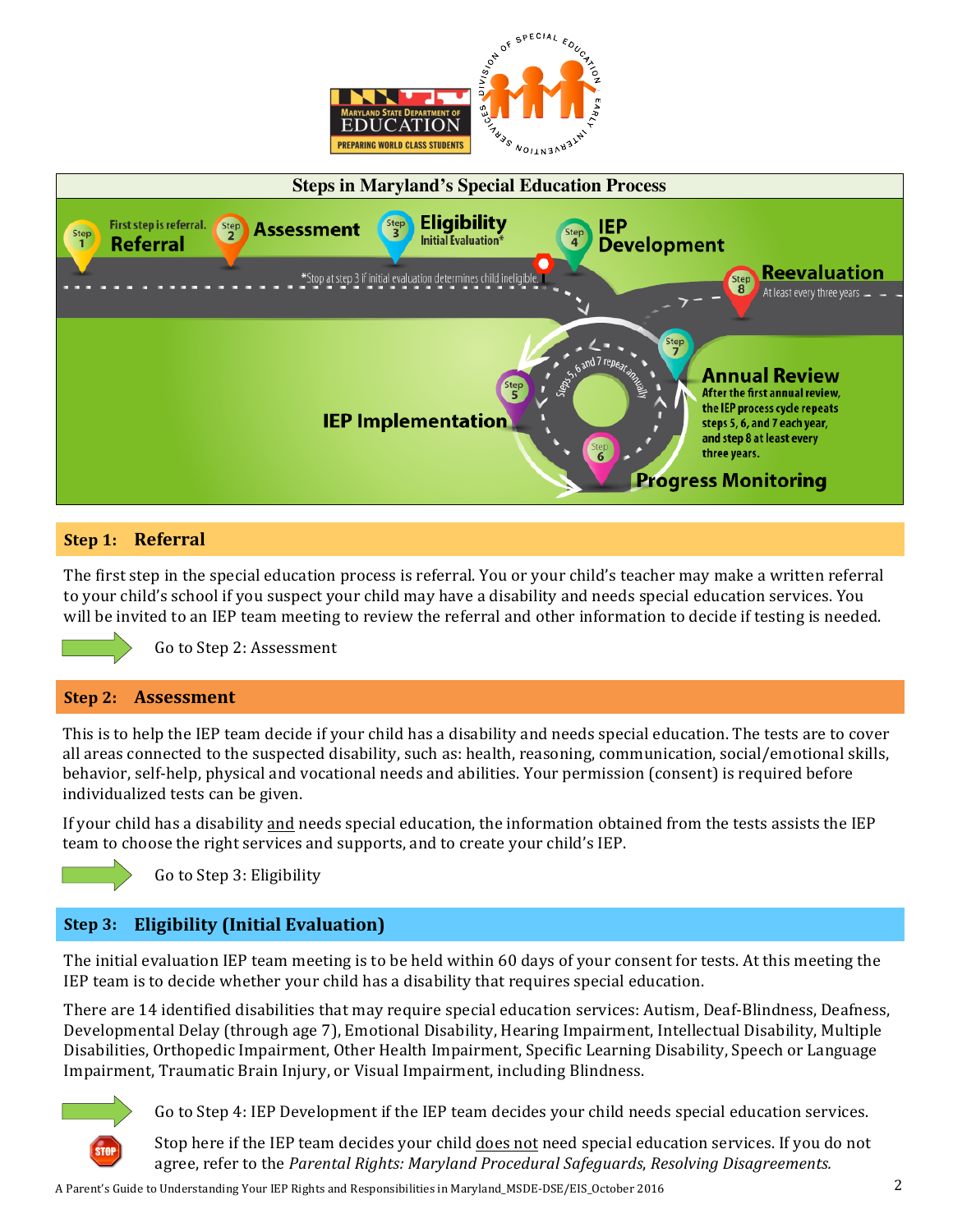## Steps in Maryland's Special Education Process

Step 1 — First step is referral. **Referral**

Step 2 — **Assessment**

Step 3 — **Eligibility** Initial Evaluation*

*Stop at step 3 if initial evaluation determines child ineligible.

Step 4 — **IEP Development**

Step 5 — **IEP Implementation**

Step 6 — **Progress Monitoring**

Step 7 — **Annual Review** After the first annual review, the IEP process cycle repeats steps 5, 6, and 7 each year, and step 8 at least every three years.

Step 8 — **Reevaluation** At least every three years

Steps 5, 6 and 7 repeat annually

## Step 1: Referral

The first step in the special education process is referral. You or your child's teacher may make a written referral to your child's school if you suspect your child may have a disability and needs special education services. You will be invited to an IEP team meeting to review the referral and other information to decide if testing is needed.

Go to Step 2: Assessment

## Step 2: Assessment

This is to help the IEP team decide if your child has a disability and needs special education. The tests are to cover all areas connected to the suspected disability, such as: health, reasoning, communication, social/emotional skills, behavior, self-help, physical and vocational needs and abilities. Your permission (consent) is required before individualized tests can be given.

If your child has a disability and needs special education, the information obtained from the tests assists the IEP team to choose the right services and supports, and to create your child's IEP.

Go to Step 3: Eligibility

## Step 3: Eligibility (Initial Evaluation)

The initial evaluation IEP team meeting is to be held within 60 days of your consent for tests. At this meeting the IEP team is to decide whether your child has a disability that requires special education.

There are 14 identified disabilities that may require special education services: Autism, Deaf-Blindness, Deafness, Developmental Delay (through age 7), Emotional Disability, Hearing Impairment, Intellectual Disability, Multiple Disabilities, Orthopedic Impairment, Other Health Impairment, Specific Learning Disability, Speech or Language Impairment, Traumatic Brain Injury, or Visual Impairment, including Blindness.

Go to Step 4: IEP Development if the IEP team decides your child needs special education services.

STOP — Stop here if the IEP team decides your child does not need special education services. If you do not agree, refer to the *Parental Rights: Maryland Procedural Safeguards, Resolving Disagreements.*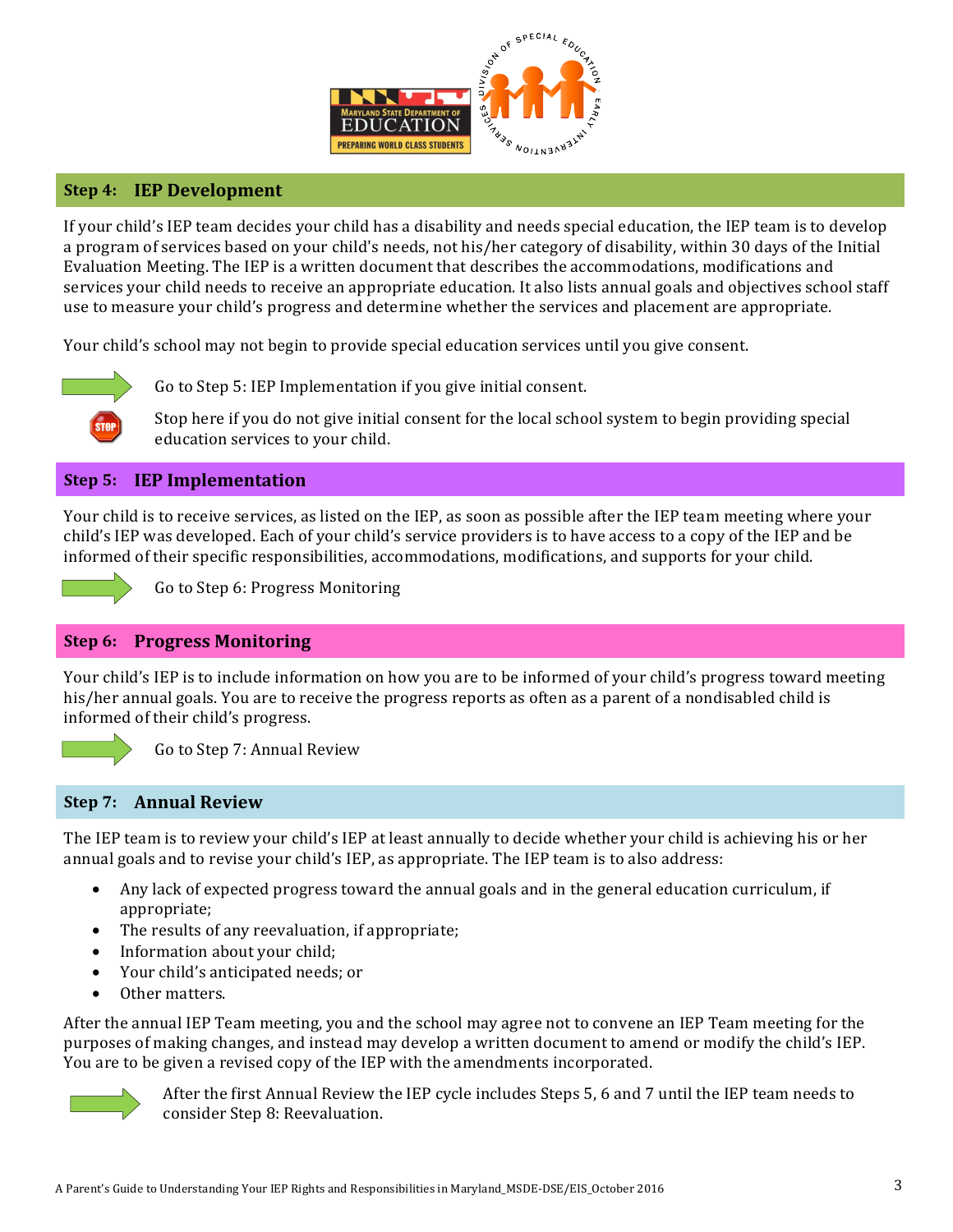## Step 4: IEP Development

If your child's IEP team decides your child has a disability and needs special education, the IEP team is to develop a program of services based on your child's needs, not his/her category of disability, within 30 days of the Initial Evaluation Meeting. The IEP is a written document that describes the accommodations, modifications and services your child needs to receive an appropriate education. It also lists annual goals and objectives school staff use to measure your child's progress and determine whether the services and placement are appropriate.

Your child's school may not begin to provide special education services until you give consent.

Go to Step 5: IEP Implementation if you give initial consent.

Stop here if you do not give initial consent for the local school system to begin providing special education services to your child.

## Step 5: IEP Implementation

Your child is to receive services, as listed on the IEP, as soon as possible after the IEP team meeting where your child's IEP was developed. Each of your child's service providers is to have access to a copy of the IEP and be informed of their specific responsibilities, accommodations, modifications, and supports for your child.

Go to Step 6: Progress Monitoring

## Step 6: Progress Monitoring

Your child's IEP is to include information on how you are to be informed of your child's progress toward meeting his/her annual goals. You are to receive the progress reports as often as a parent of a nondisabled child is informed of their child's progress.

Go to Step 7: Annual Review

## Step 7: Annual Review

The IEP team is to review your child's IEP at least annually to decide whether your child is achieving his or her annual goals and to revise your child's IEP, as appropriate. The IEP team is to also address:

- Any lack of expected progress toward the annual goals and in the general education curriculum, if appropriate;
- The results of any reevaluation, if appropriate;
- Information about your child;
- Your child's anticipated needs; or
- Other matters.

After the annual IEP Team meeting, you and the school may agree not to convene an IEP Team meeting for the purposes of making changes, and instead may develop a written document to amend or modify the child's IEP. You are to be given a revised copy of the IEP with the amendments incorporated.

After the first Annual Review the IEP cycle includes Steps 5, 6 and 7 until the IEP team needs to consider Step 8: Reevaluation.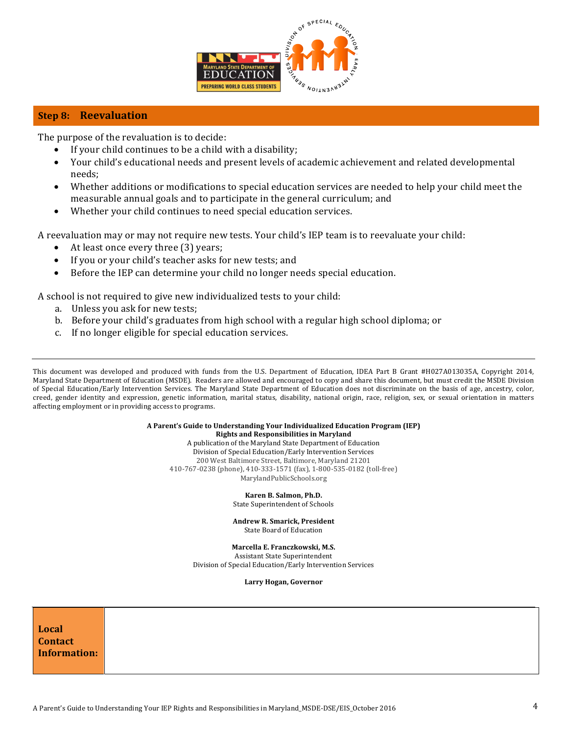## Step 8: Reevaluation

The purpose of the revaluation is to decide:

- If your child continues to be a child with a disability;
- Your child's educational needs and present levels of academic achievement and related developmental needs;
- Whether additions or modifications to special education services are needed to help your child meet the measurable annual goals and to participate in the general curriculum; and
- Whether your child continues to need special education services.

A reevaluation may or may not require new tests. Your child's IEP team is to reevaluate your child:

- At least once every three (3) years;
- If you or your child's teacher asks for new tests; and
- Before the IEP can determine your child no longer needs special education.

A school is not required to give new individualized tests to your child:

a. Unless you ask for new tests;
b. Before your child's graduates from high school with a regular high school diploma; or
c. If no longer eligible for special education services.

---

This document was developed and produced with funds from the U.S. Department of Education, IDEA Part B Grant #H027A013035A, Copyright 2014, Maryland State Department of Education (MSDE). Readers are allowed and encouraged to copy and share this document, but must credit the MSDE Division of Special Education/Early Intervention Services. The Maryland State Department of Education does not discriminate on the basis of age, ancestry, color, creed, gender identity and expression, genetic information, marital status, disability, national origin, race, religion, sex, or sexual orientation in matters affecting employment or in providing access to programs.

**A Parent's Guide to Understanding Your Individualized Education Program (IEP)**
**Rights and Responsibilities in Maryland**
A publication of the Maryland State Department of Education
Division of Special Education/Early Intervention Services
200 West Baltimore Street, Baltimore, Maryland 21201
410-767-0238 (phone), 410-333-1571 (fax), 1-800-535-0182 (toll-free)
MarylandPublicSchools.org

**Karen B. Salmon, Ph.D.**
State Superintendent of Schools

**Andrew R. Smarick, President**
State Board of Education

**Marcella E. Franczkowski, M.S.**
Assistant State Superintendent
Division of Special Education/Early Intervention Services

**Larry Hogan, Governor**

| | |
|---|---|
| **Local Contact Information:** | |